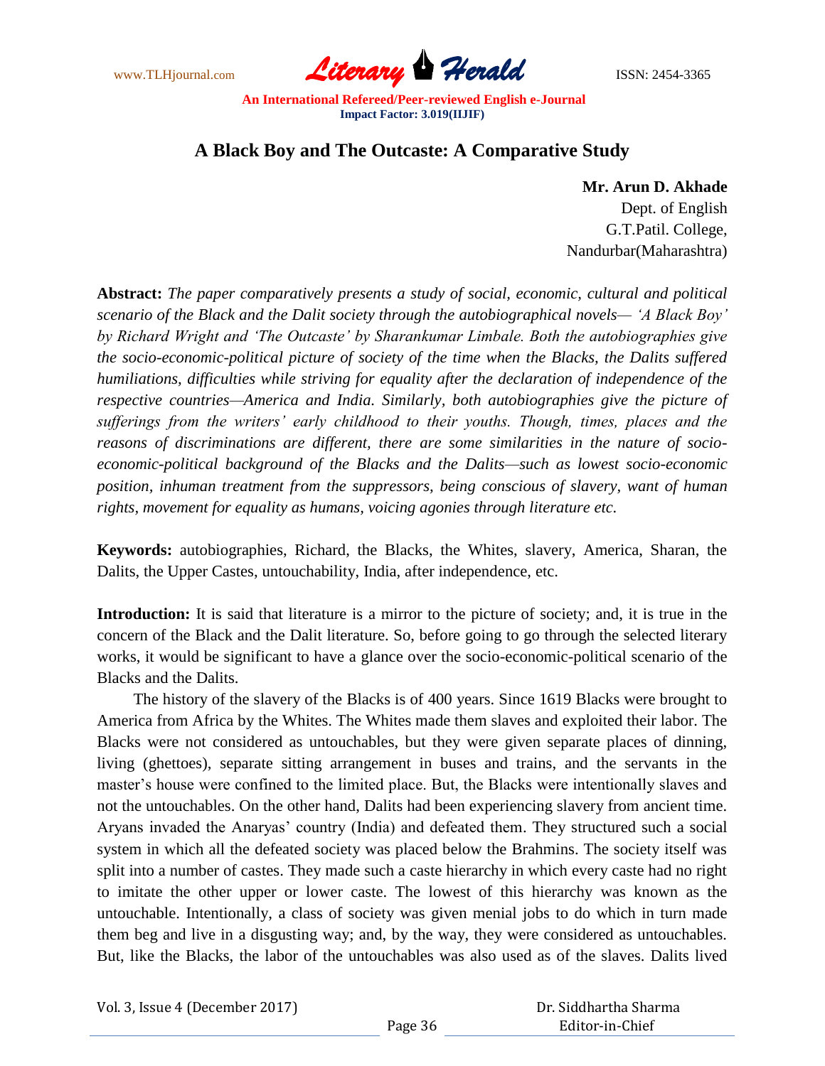# A Black Boy and The Outcaste: A Comparative Study

**Mr. Arun D. Akhade**
Dept. of English
G.T.Patil. College,
Nandurbar(Maharashtra)

**Abstract:** *The paper comparatively presents a study of social, economic, cultural and political scenario of the Black and the Dalit society through the autobiographical novels— 'A Black Boy' by Richard Wright and 'The Outcaste' by Sharankumar Limbale. Both the autobiographies give the socio-economic-political picture of society of the time when the Blacks, the Dalits suffered humiliations, difficulties while striving for equality after the declaration of independence of the respective countries—America and India. Similarly, both autobiographies give the picture of sufferings from the writers' early childhood to their youths. Though, times, places and the reasons of discriminations are different, there are some similarities in the nature of socio-economic-political background of the Blacks and the Dalits—such as lowest socio-economic position, inhuman treatment from the suppressors, being conscious of slavery, want of human rights, movement for equality as humans, voicing agonies through literature etc.*

**Keywords:** autobiographies, Richard, the Blacks, the Whites, slavery, America, Sharan, the Dalits, the Upper Castes, untouchability, India, after independence, etc.

**Introduction:** It is said that literature is a mirror to the picture of society; and, it is true in the concern of the Black and the Dalit literature. So, before going to go through the selected literary works, it would be significant to have a glance over the socio-economic-political scenario of the Blacks and the Dalits.

The history of the slavery of the Blacks is of 400 years. Since 1619 Blacks were brought to America from Africa by the Whites. The Whites made them slaves and exploited their labor. The Blacks were not considered as untouchables, but they were given separate places of dinning, living (ghettoes), separate sitting arrangement in buses and trains, and the servants in the master's house were confined to the limited place. But, the Blacks were intentionally slaves and not the untouchables. On the other hand, Dalits had been experiencing slavery from ancient time. Aryans invaded the Anaryas' country (India) and defeated them. They structured such a social system in which all the defeated society was placed below the Brahmins. The society itself was split into a number of castes. They made such a caste hierarchy in which every caste had no right to imitate the other upper or lower caste. The lowest of this hierarchy was known as the untouchable. Intentionally, a class of society was given menial jobs to do which in turn made them beg and live in a disgusting way; and, by the way, they were considered as untouchables. But, like the Blacks, the labor of the untouchables was also used as of the slaves. Dalits lived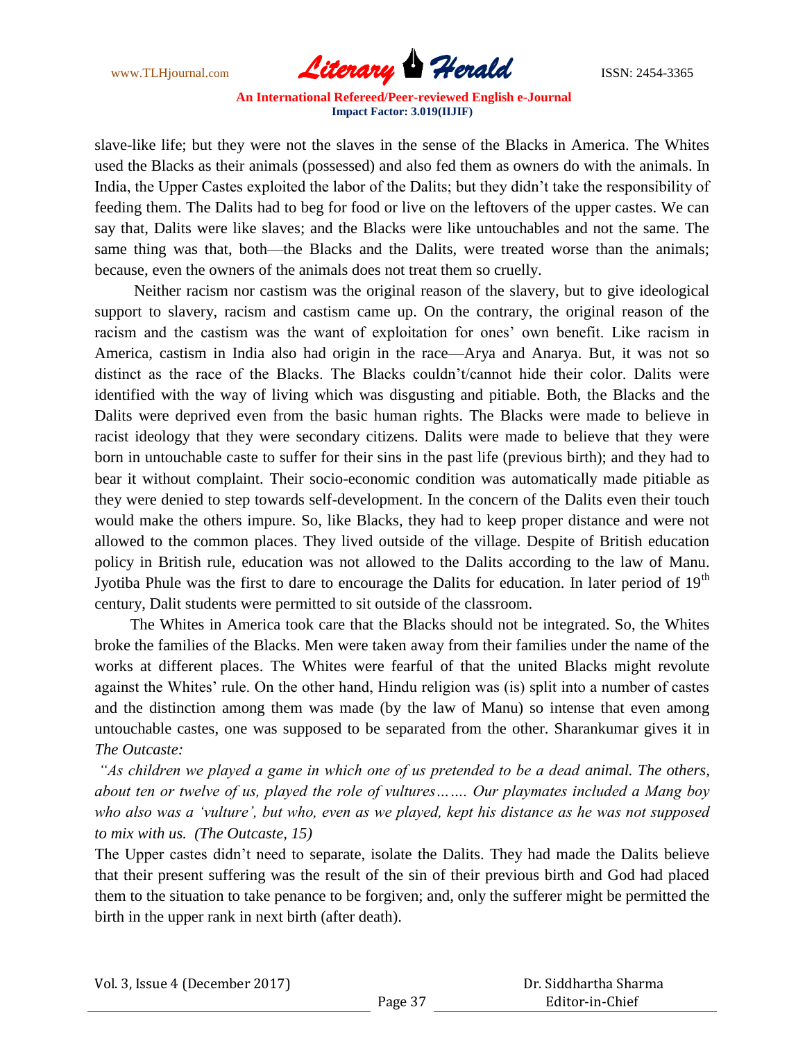slave-like life; but they were not the slaves in the sense of the Blacks in America. The Whites used the Blacks as their animals (possessed) and also fed them as owners do with the animals. In India, the Upper Castes exploited the labor of the Dalits; but they didn't take the responsibility of feeding them. The Dalits had to beg for food or live on the leftovers of the upper castes. We can say that, Dalits were like slaves; and the Blacks were like untouchables and not the same. The same thing was that, both—the Blacks and the Dalits, were treated worse than the animals; because, even the owners of the animals does not treat them so cruelly.

Neither racism nor castism was the original reason of the slavery, but to give ideological support to slavery, racism and castism came up. On the contrary, the original reason of the racism and the castism was the want of exploitation for ones' own benefit. Like racism in America, castism in India also had origin in the race—Arya and Anarya. But, it was not so distinct as the race of the Blacks. The Blacks couldn't/cannot hide their color. Dalits were identified with the way of living which was disgusting and pitiable. Both, the Blacks and the Dalits were deprived even from the basic human rights. The Blacks were made to believe in racist ideology that they were secondary citizens. Dalits were made to believe that they were born in untouchable caste to suffer for their sins in the past life (previous birth); and they had to bear it without complaint. Their socio-economic condition was automatically made pitiable as they were denied to step towards self-development. In the concern of the Dalits even their touch would make the others impure. So, like Blacks, they had to keep proper distance and were not allowed to the common places. They lived outside of the village. Despite of British education policy in British rule, education was not allowed to the Dalits according to the law of Manu. Jyotiba Phule was the first to dare to encourage the Dalits for education. In later period of 19th century, Dalit students were permitted to sit outside of the classroom.

The Whites in America took care that the Blacks should not be integrated. So, the Whites broke the families of the Blacks. Men were taken away from their families under the name of the works at different places. The Whites were fearful of that the united Blacks might revolute against the Whites' rule. On the other hand, Hindu religion was (is) split into a number of castes and the distinction among them was made (by the law of Manu) so intense that even among untouchable castes, one was supposed to be separated from the other. Sharankumar gives it in *The Outcaste:*

*"As children we played a game in which one of us pretended to be a dead animal. The others, about ten or twelve of us, played the role of vultures……. Our playmates included a Mang boy who also was a 'vulture', but who, even as we played, kept his distance as he was not supposed to mix with us. (The Outcaste, 15)*

The Upper castes didn't need to separate, isolate the Dalits. They had made the Dalits believe that their present suffering was the result of the sin of their previous birth and God had placed them to the situation to take penance to be forgiven; and, only the sufferer might be permitted the birth in the upper rank in next birth (after death).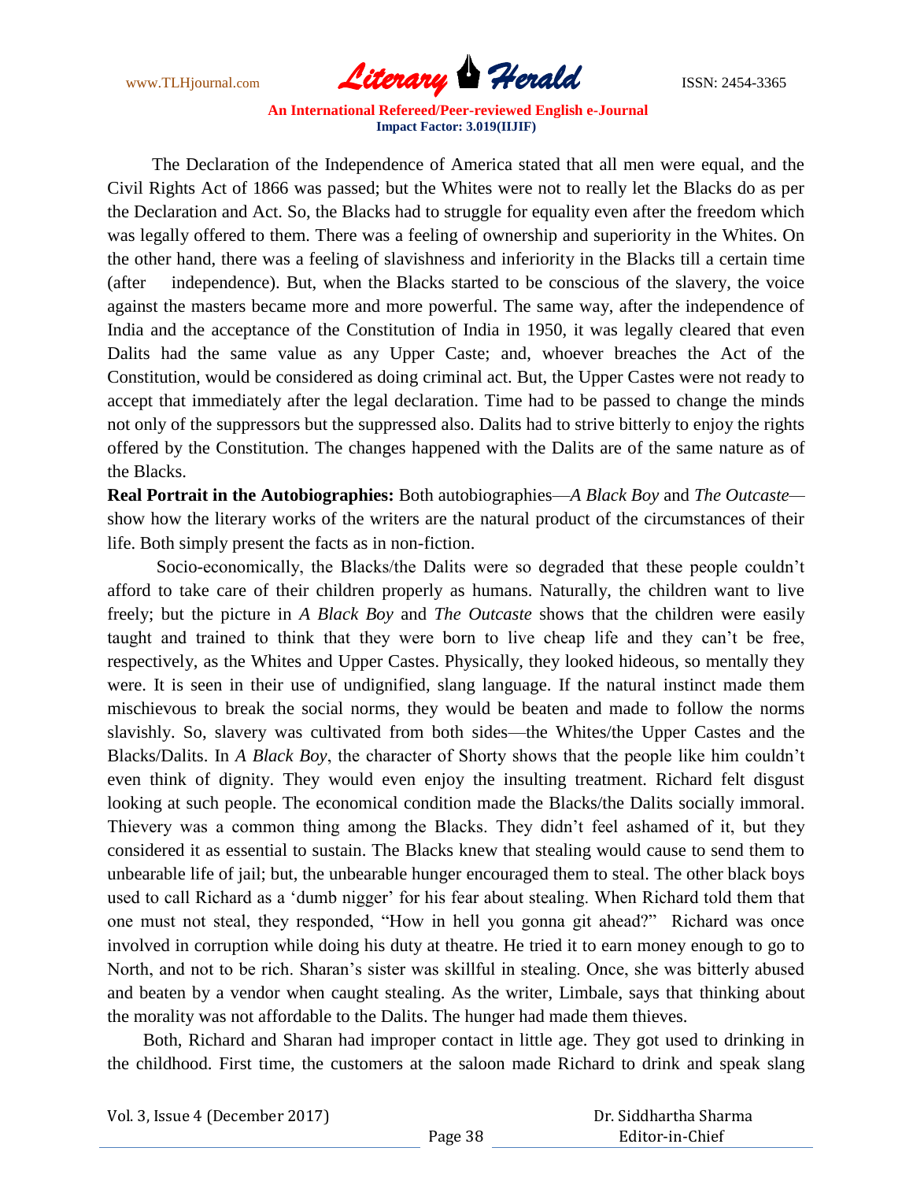The Declaration of the Independence of America stated that all men were equal, and the Civil Rights Act of 1866 was passed; but the Whites were not to really let the Blacks do as per the Declaration and Act. So, the Blacks had to struggle for equality even after the freedom which was legally offered to them. There was a feeling of ownership and superiority in the Whites. On the other hand, there was a feeling of slavishness and inferiority in the Blacks till a certain time (after independence). But, when the Blacks started to be conscious of the slavery, the voice against the masters became more and more powerful. The same way, after the independence of India and the acceptance of the Constitution of India in 1950, it was legally cleared that even Dalits had the same value as any Upper Caste; and, whoever breaches the Act of the Constitution, would be considered as doing criminal act. But, the Upper Castes were not ready to accept that immediately after the legal declaration. Time had to be passed to change the minds not only of the suppressors but the suppressed also. Dalits had to strive bitterly to enjoy the rights offered by the Constitution. The changes happened with the Dalits are of the same nature as of the Blacks.

**Real Portrait in the Autobiographies:** Both autobiographies—*A Black Boy* and *The Outcaste*—show how the literary works of the writers are the natural product of the circumstances of their life. Both simply present the facts as in non-fiction.

Socio-economically, the Blacks/the Dalits were so degraded that these people couldn't afford to take care of their children properly as humans. Naturally, the children want to live freely; but the picture in *A Black Boy* and *The Outcaste* shows that the children were easily taught and trained to think that they were born to live cheap life and they can't be free, respectively, as the Whites and Upper Castes. Physically, they looked hideous, so mentally they were. It is seen in their use of undignified, slang language. If the natural instinct made them mischievous to break the social norms, they would be beaten and made to follow the norms slavishly. So, slavery was cultivated from both sides—the Whites/the Upper Castes and the Blacks/Dalits. In *A Black Boy*, the character of Shorty shows that the people like him couldn't even think of dignity. They would even enjoy the insulting treatment. Richard felt disgust looking at such people. The economical condition made the Blacks/the Dalits socially immoral. Thievery was a common thing among the Blacks. They didn't feel ashamed of it, but they considered it as essential to sustain. The Blacks knew that stealing would cause to send them to unbearable life of jail; but, the unbearable hunger encouraged them to steal. The other black boys used to call Richard as a 'dumb nigger' for his fear about stealing. When Richard told them that one must not steal, they responded, "How in hell you gonna git ahead?" Richard was once involved in corruption while doing his duty at theatre. He tried it to earn money enough to go to North, and not to be rich. Sharan's sister was skillful in stealing. Once, she was bitterly abused and beaten by a vendor when caught stealing. As the writer, Limbale, says that thinking about the morality was not affordable to the Dalits. The hunger had made them thieves.

Both, Richard and Sharan had improper contact in little age. They got used to drinking in the childhood. First time, the customers at the saloon made Richard to drink and speak slang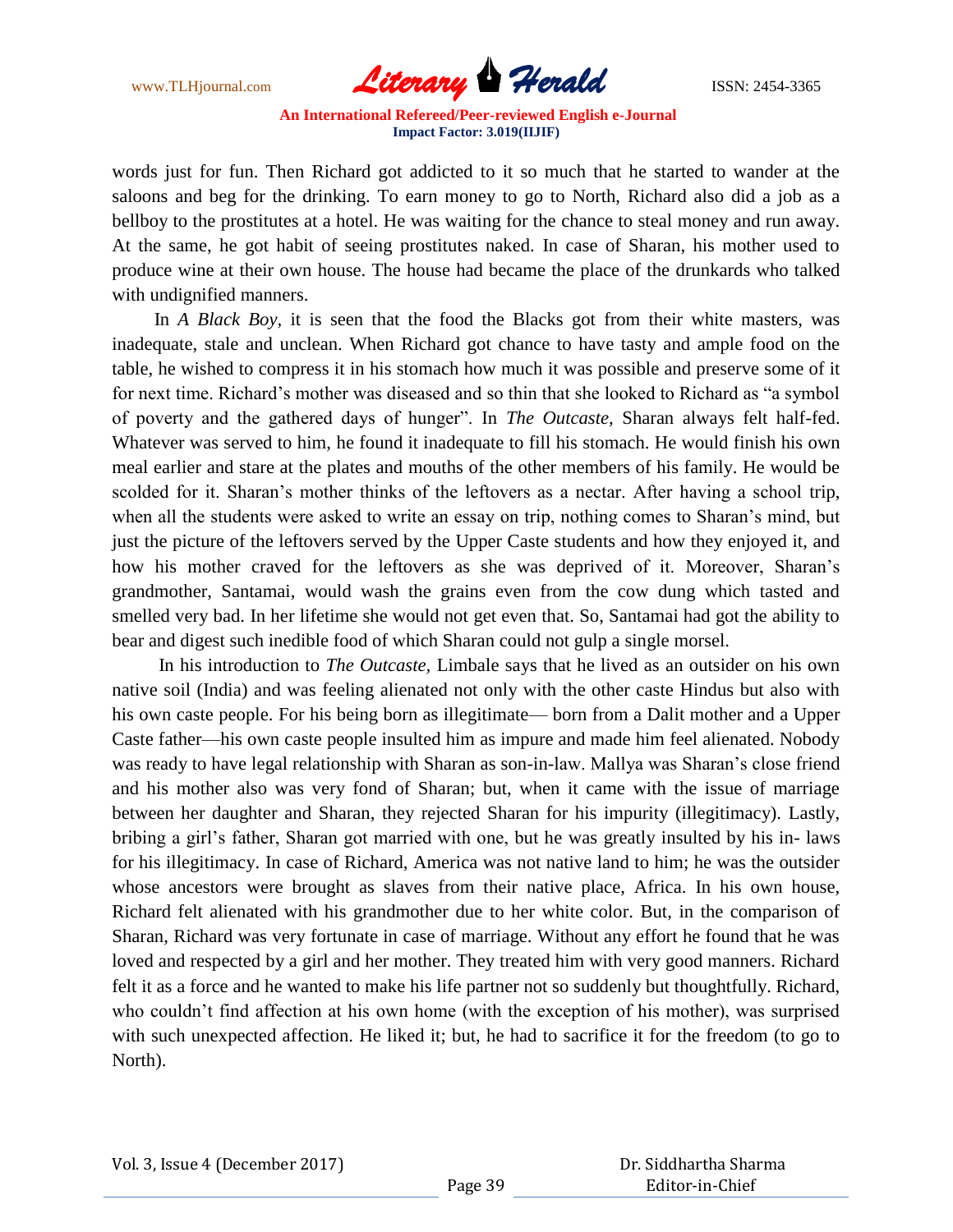words just for fun. Then Richard got addicted to it so much that he started to wander at the saloons and beg for the drinking. To earn money to go to North, Richard also did a job as a bellboy to the prostitutes at a hotel. He was waiting for the chance to steal money and run away. At the same, he got habit of seeing prostitutes naked. In case of Sharan, his mother used to produce wine at their own house. The house had became the place of the drunkards who talked with undignified manners.

In *A Black Boy,* it is seen that the food the Blacks got from their white masters, was inadequate, stale and unclean. When Richard got chance to have tasty and ample food on the table, he wished to compress it in his stomach how much it was possible and preserve some of it for next time. Richard's mother was diseased and so thin that she looked to Richard as "a symbol of poverty and the gathered days of hunger". In *The Outcaste,* Sharan always felt half-fed. Whatever was served to him, he found it inadequate to fill his stomach. He would finish his own meal earlier and stare at the plates and mouths of the other members of his family. He would be scolded for it. Sharan's mother thinks of the leftovers as a nectar. After having a school trip, when all the students were asked to write an essay on trip, nothing comes to Sharan's mind, but just the picture of the leftovers served by the Upper Caste students and how they enjoyed it, and how his mother craved for the leftovers as she was deprived of it. Moreover, Sharan's grandmother, Santamai, would wash the grains even from the cow dung which tasted and smelled very bad. In her lifetime she would not get even that. So, Santamai had got the ability to bear and digest such inedible food of which Sharan could not gulp a single morsel.

In his introduction to *The Outcaste,* Limbale says that he lived as an outsider on his own native soil (India) and was feeling alienated not only with the other caste Hindus but also with his own caste people. For his being born as illegitimate— born from a Dalit mother and a Upper Caste father—his own caste people insulted him as impure and made him feel alienated. Nobody was ready to have legal relationship with Sharan as son-in-law. Mallya was Sharan's close friend and his mother also was very fond of Sharan; but, when it came with the issue of marriage between her daughter and Sharan, they rejected Sharan for his impurity (illegitimacy). Lastly, bribing a girl's father, Sharan got married with one, but he was greatly insulted by his in- laws for his illegitimacy. In case of Richard, America was not native land to him; he was the outsider whose ancestors were brought as slaves from their native place, Africa. In his own house, Richard felt alienated with his grandmother due to her white color. But, in the comparison of Sharan, Richard was very fortunate in case of marriage. Without any effort he found that he was loved and respected by a girl and her mother. They treated him with very good manners. Richard felt it as a force and he wanted to make his life partner not so suddenly but thoughtfully. Richard, who couldn't find affection at his own home (with the exception of his mother), was surprised with such unexpected affection. He liked it; but, he had to sacrifice it for the freedom (to go to North).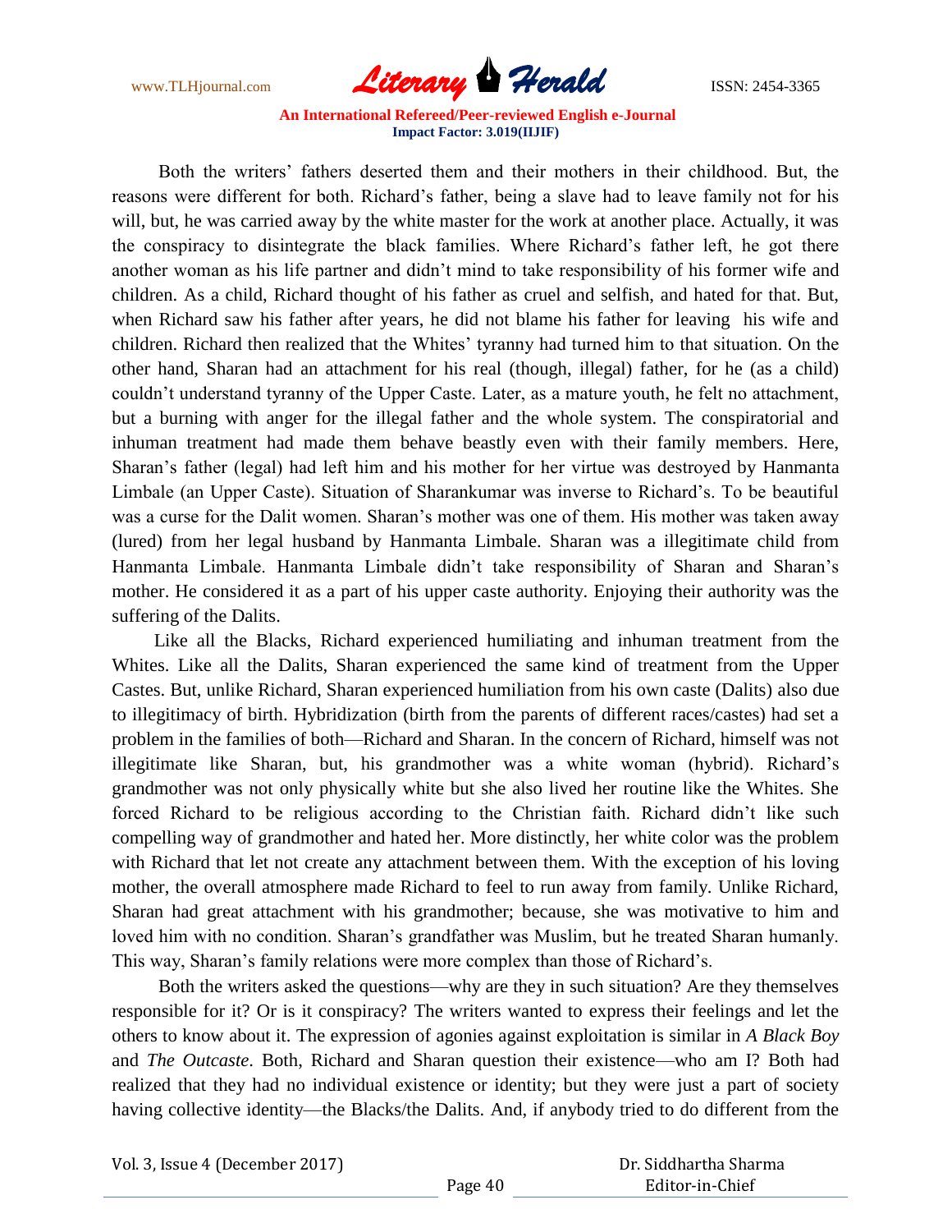Both the writers' fathers deserted them and their mothers in their childhood. But, the reasons were different for both. Richard's father, being a slave had to leave family not for his will, but, he was carried away by the white master for the work at another place. Actually, it was the conspiracy to disintegrate the black families. Where Richard's father left, he got there another woman as his life partner and didn't mind to take responsibility of his former wife and children. As a child, Richard thought of his father as cruel and selfish, and hated for that. But, when Richard saw his father after years, he did not blame his father for leaving his wife and children. Richard then realized that the Whites' tyranny had turned him to that situation. On the other hand, Sharan had an attachment for his real (though, illegal) father, for he (as a child) couldn't understand tyranny of the Upper Caste. Later, as a mature youth, he felt no attachment, but a burning with anger for the illegal father and the whole system. The conspiratorial and inhuman treatment had made them behave beastly even with their family members. Here, Sharan's father (legal) had left him and his mother for her virtue was destroyed by Hanmanta Limbale (an Upper Caste). Situation of Sharankumar was inverse to Richard's. To be beautiful was a curse for the Dalit women. Sharan's mother was one of them. His mother was taken away (lured) from her legal husband by Hanmanta Limbale. Sharan was a illegitimate child from Hanmanta Limbale. Hanmanta Limbale didn't take responsibility of Sharan and Sharan's mother. He considered it as a part of his upper caste authority. Enjoying their authority was the suffering of the Dalits.

Like all the Blacks, Richard experienced humiliating and inhuman treatment from the Whites. Like all the Dalits, Sharan experienced the same kind of treatment from the Upper Castes. But, unlike Richard, Sharan experienced humiliation from his own caste (Dalits) also due to illegitimacy of birth. Hybridization (birth from the parents of different races/castes) had set a problem in the families of both—Richard and Sharan. In the concern of Richard, himself was not illegitimate like Sharan, but, his grandmother was a white woman (hybrid). Richard's grandmother was not only physically white but she also lived her routine like the Whites. She forced Richard to be religious according to the Christian faith. Richard didn't like such compelling way of grandmother and hated her. More distinctly, her white color was the problem with Richard that let not create any attachment between them. With the exception of his loving mother, the overall atmosphere made Richard to feel to run away from family. Unlike Richard, Sharan had great attachment with his grandmother; because, she was motivative to him and loved him with no condition. Sharan's grandfather was Muslim, but he treated Sharan humanly. This way, Sharan's family relations were more complex than those of Richard's.

Both the writers asked the questions—why are they in such situation? Are they themselves responsible for it? Or is it conspiracy? The writers wanted to express their feelings and let the others to know about it. The expression of agonies against exploitation is similar in *A Black Boy* and *The Outcaste*. Both, Richard and Sharan question their existence—who am I? Both had realized that they had no individual existence or identity; but they were just a part of society having collective identity—the Blacks/the Dalits. And, if anybody tried to do different from the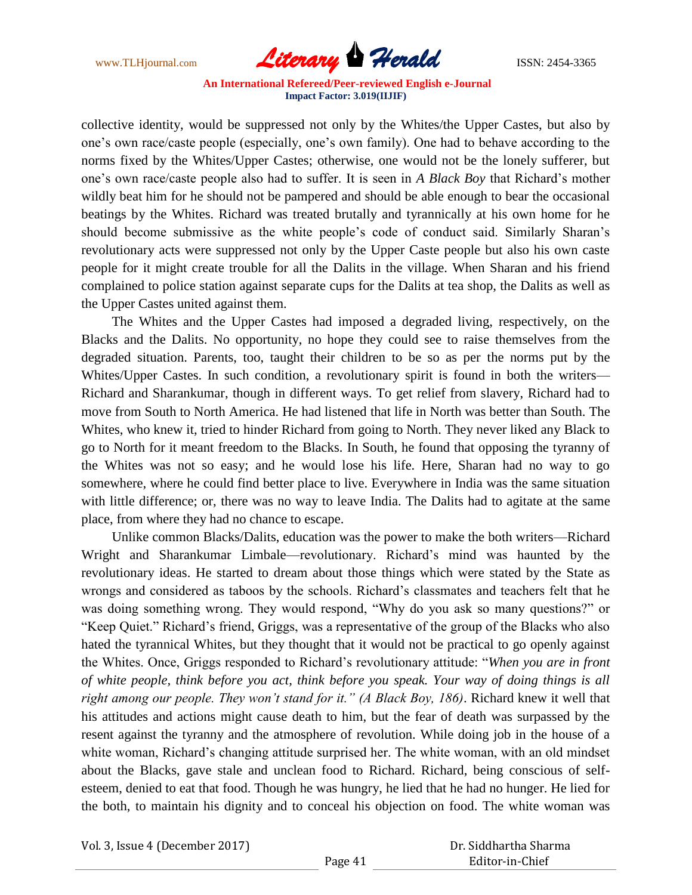collective identity, would be suppressed not only by the Whites/the Upper Castes, but also by one's own race/caste people (especially, one's own family). One had to behave according to the norms fixed by the Whites/Upper Castes; otherwise, one would not be the lonely sufferer, but one's own race/caste people also had to suffer. It is seen in *A Black Boy* that Richard's mother wildly beat him for he should not be pampered and should be able enough to bear the occasional beatings by the Whites. Richard was treated brutally and tyrannically at his own home for he should become submissive as the white people's code of conduct said. Similarly Sharan's revolutionary acts were suppressed not only by the Upper Caste people but also his own caste people for it might create trouble for all the Dalits in the village. When Sharan and his friend complained to police station against separate cups for the Dalits at tea shop, the Dalits as well as the Upper Castes united against them.

The Whites and the Upper Castes had imposed a degraded living, respectively, on the Blacks and the Dalits. No opportunity, no hope they could see to raise themselves from the degraded situation. Parents, too, taught their children to be so as per the norms put by the Whites/Upper Castes. In such condition, a revolutionary spirit is found in both the writers—Richard and Sharankumar, though in different ways. To get relief from slavery, Richard had to move from South to North America. He had listened that life in North was better than South. The Whites, who knew it, tried to hinder Richard from going to North. They never liked any Black to go to North for it meant freedom to the Blacks. In South, he found that opposing the tyranny of the Whites was not so easy; and he would lose his life. Here, Sharan had no way to go somewhere, where he could find better place to live. Everywhere in India was the same situation with little difference; or, there was no way to leave India. The Dalits had to agitate at the same place, from where they had no chance to escape.

Unlike common Blacks/Dalits, education was the power to make the both writers—Richard Wright and Sharankumar Limbale—revolutionary. Richard's mind was haunted by the revolutionary ideas. He started to dream about those things which were stated by the State as wrongs and considered as taboos by the schools. Richard's classmates and teachers felt that he was doing something wrong. They would respond, "Why do you ask so many questions?" or "Keep Quiet." Richard's friend, Griggs, was a representative of the group of the Blacks who also hated the tyrannical Whites, but they thought that it would not be practical to go openly against the Whites. Once, Griggs responded to Richard's revolutionary attitude: "*When you are in front of white people, think before you act, think before you speak. Your way of doing things is all right among our people. They won't stand for it." (A Black Boy, 186)*. Richard knew it well that his attitudes and actions might cause death to him, but the fear of death was surpassed by the resent against the tyranny and the atmosphere of revolution. While doing job in the house of a white woman, Richard's changing attitude surprised her. The white woman, with an old mindset about the Blacks, gave stale and unclean food to Richard. Richard, being conscious of self-esteem, denied to eat that food. Though he was hungry, he lied that he had no hunger. He lied for the both, to maintain his dignity and to conceal his objection on food. The white woman was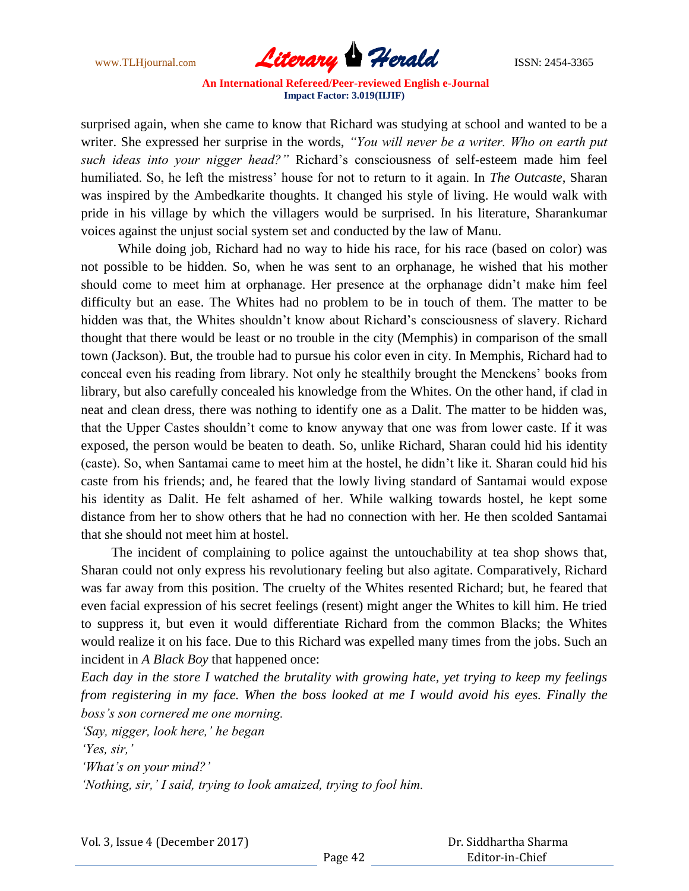surprised again, when she came to know that Richard was studying at school and wanted to be a writer. She expressed her surprise in the words, *"You will never be a writer. Who on earth put such ideas into your nigger head?"* Richard's consciousness of self-esteem made him feel humiliated. So, he left the mistress' house for not to return to it again. In *The Outcaste*, Sharan was inspired by the Ambedkarite thoughts. It changed his style of living. He would walk with pride in his village by which the villagers would be surprised. In his literature, Sharankumar voices against the unjust social system set and conducted by the law of Manu.

While doing job, Richard had no way to hide his race, for his race (based on color) was not possible to be hidden. So, when he was sent to an orphanage, he wished that his mother should come to meet him at orphanage. Her presence at the orphanage didn't make him feel difficulty but an ease. The Whites had no problem to be in touch of them. The matter to be hidden was that, the Whites shouldn't know about Richard's consciousness of slavery. Richard thought that there would be least or no trouble in the city (Memphis) in comparison of the small town (Jackson). But, the trouble had to pursue his color even in city. In Memphis, Richard had to conceal even his reading from library. Not only he stealthily brought the Menckens' books from library, but also carefully concealed his knowledge from the Whites. On the other hand, if clad in neat and clean dress, there was nothing to identify one as a Dalit. The matter to be hidden was, that the Upper Castes shouldn't come to know anyway that one was from lower caste. If it was exposed, the person would be beaten to death. So, unlike Richard, Sharan could hid his identity (caste). So, when Santamai came to meet him at the hostel, he didn't like it. Sharan could hid his caste from his friends; and, he feared that the lowly living standard of Santamai would expose his identity as Dalit. He felt ashamed of her. While walking towards hostel, he kept some distance from her to show others that he had no connection with her. He then scolded Santamai that she should not meet him at hostel.

The incident of complaining to police against the untouchability at tea shop shows that, Sharan could not only express his revolutionary feeling but also agitate. Comparatively, Richard was far away from this position. The cruelty of the Whites resented Richard; but, he feared that even facial expression of his secret feelings (resent) might anger the Whites to kill him. He tried to suppress it, but even it would differentiate Richard from the common Blacks; the Whites would realize it on his face. Due to this Richard was expelled many times from the jobs. Such an incident in *A Black Boy* that happened once:

*Each day in the store I watched the brutality with growing hate, yet trying to keep my feelings from registering in my face. When the boss looked at me I would avoid his eyes. Finally the boss's son cornered me one morning.*

*'Say, nigger, look here,' he began*

*'Yes, sir,'*

*'What's on your mind?'*

*'Nothing, sir,' I said, trying to look amaized, trying to fool him.*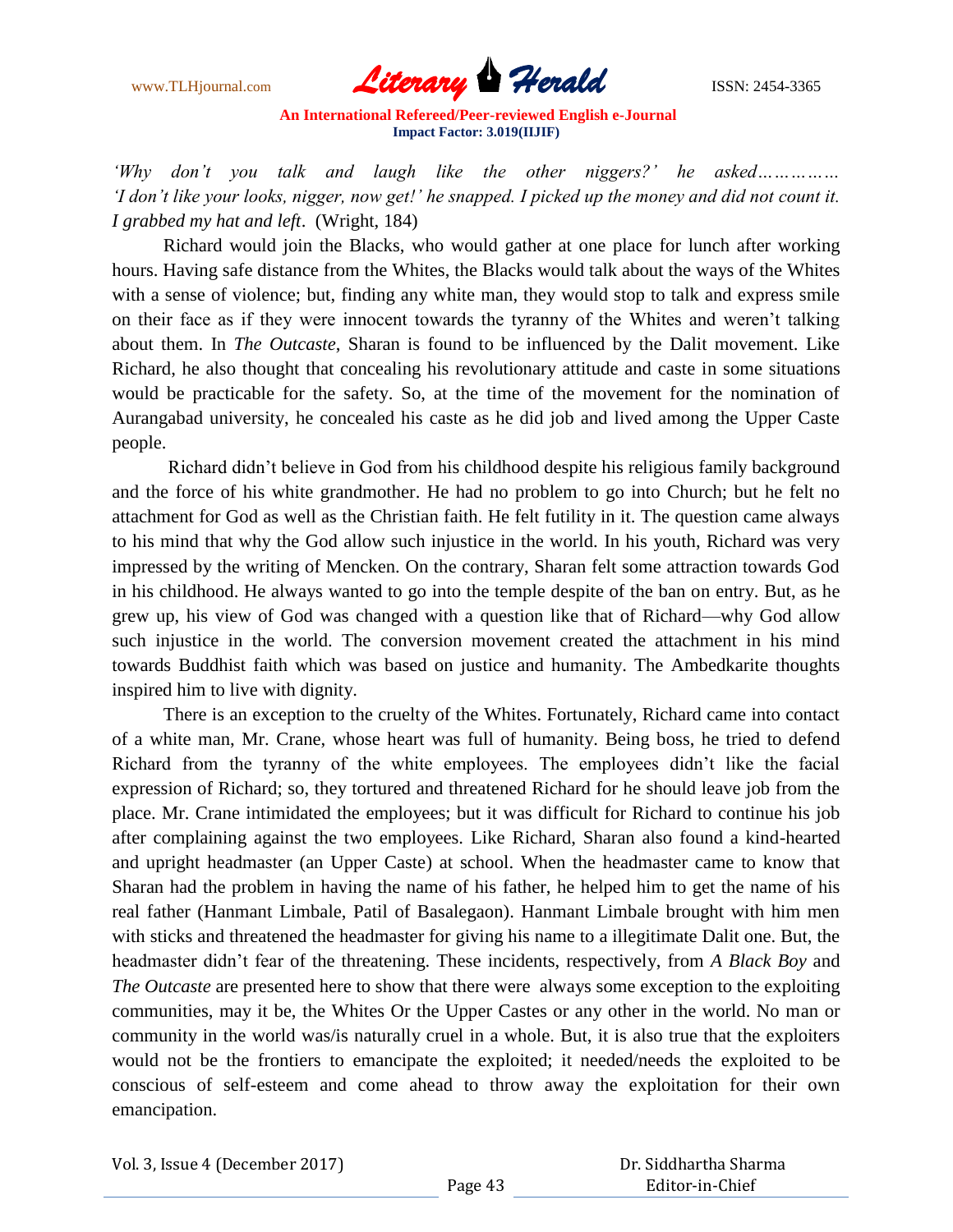*'Why don't you talk and laugh like the other niggers?' he asked…………… 'I don't like your looks, nigger, now get!' he snapped. I picked up the money and did not count it. I grabbed my hat and left*. (Wright, 184)

Richard would join the Blacks, who would gather at one place for lunch after working hours. Having safe distance from the Whites, the Blacks would talk about the ways of the Whites with a sense of violence; but, finding any white man, they would stop to talk and express smile on their face as if they were innocent towards the tyranny of the Whites and weren't talking about them. In *The Outcaste*, Sharan is found to be influenced by the Dalit movement. Like Richard, he also thought that concealing his revolutionary attitude and caste in some situations would be practicable for the safety. So, at the time of the movement for the nomination of Aurangabad university, he concealed his caste as he did job and lived among the Upper Caste people.

Richard didn't believe in God from his childhood despite his religious family background and the force of his white grandmother. He had no problem to go into Church; but he felt no attachment for God as well as the Christian faith. He felt futility in it. The question came always to his mind that why the God allow such injustice in the world. In his youth, Richard was very impressed by the writing of Mencken. On the contrary, Sharan felt some attraction towards God in his childhood. He always wanted to go into the temple despite of the ban on entry. But, as he grew up, his view of God was changed with a question like that of Richard—why God allow such injustice in the world. The conversion movement created the attachment in his mind towards Buddhist faith which was based on justice and humanity. The Ambedkarite thoughts inspired him to live with dignity.

There is an exception to the cruelty of the Whites. Fortunately, Richard came into contact of a white man, Mr. Crane, whose heart was full of humanity. Being boss, he tried to defend Richard from the tyranny of the white employees. The employees didn't like the facial expression of Richard; so, they tortured and threatened Richard for he should leave job from the place. Mr. Crane intimidated the employees; but it was difficult for Richard to continue his job after complaining against the two employees. Like Richard, Sharan also found a kind-hearted and upright headmaster (an Upper Caste) at school. When the headmaster came to know that Sharan had the problem in having the name of his father, he helped him to get the name of his real father (Hanmant Limbale, Patil of Basalegaon). Hanmant Limbale brought with him men with sticks and threatened the headmaster for giving his name to a illegitimate Dalit one. But, the headmaster didn't fear of the threatening. These incidents, respectively, from *A Black Boy* and *The Outcaste* are presented here to show that there were always some exception to the exploiting communities, may it be, the Whites Or the Upper Castes or any other in the world. No man or community in the world was/is naturally cruel in a whole. But, it is also true that the exploiters would not be the frontiers to emancipate the exploited; it needed/needs the exploited to be conscious of self-esteem and come ahead to throw away the exploitation for their own emancipation.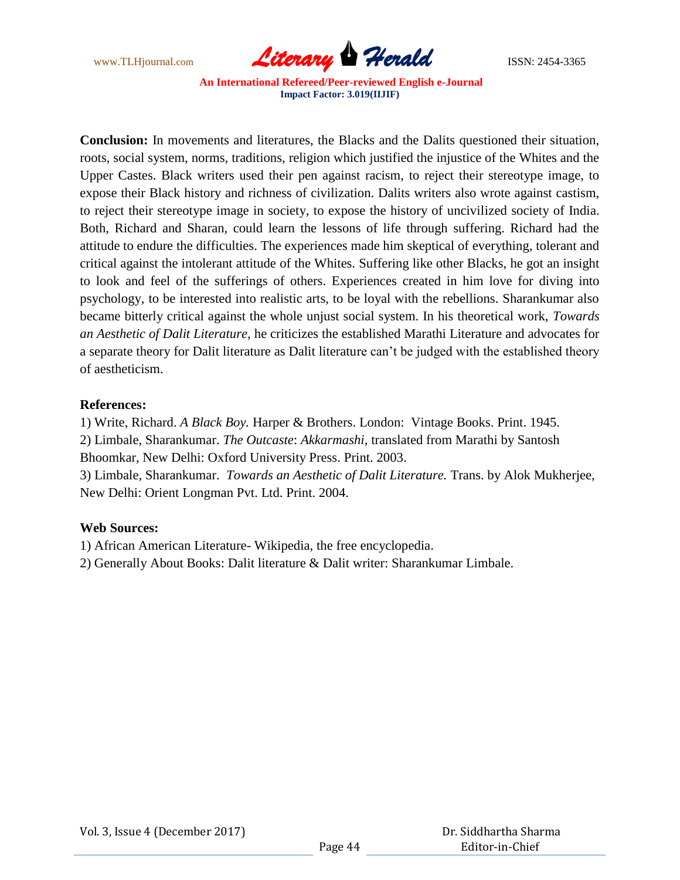**Conclusion:** In movements and literatures, the Blacks and the Dalits questioned their situation, roots, social system, norms, traditions, religion which justified the injustice of the Whites and the Upper Castes. Black writers used their pen against racism, to reject their stereotype image, to expose their Black history and richness of civilization. Dalits writers also wrote against castism, to reject their stereotype image in society, to expose the history of uncivilized society of India. Both, Richard and Sharan, could learn the lessons of life through suffering. Richard had the attitude to endure the difficulties. The experiences made him skeptical of everything, tolerant and critical against the intolerant attitude of the Whites. Suffering like other Blacks, he got an insight to look and feel of the sufferings of others. Experiences created in him love for diving into psychology, to be interested into realistic arts, to be loyal with the rebellions. Sharankumar also became bitterly critical against the whole unjust social system. In his theoretical work, *Towards an Aesthetic of Dalit Literature,* he criticizes the established Marathi Literature and advocates for a separate theory for Dalit literature as Dalit literature can't be judged with the established theory of aestheticism.

**References:**

1) Write, Richard. *A Black Boy.* Harper & Brothers. London: Vintage Books. Print. 1945.

2) Limbale, Sharankumar. *The Outcaste*: *Akkarmashi,* translated from Marathi by Santosh Bhoomkar, New Delhi: Oxford University Press. Print. 2003.

3) Limbale, Sharankumar. *Towards an Aesthetic of Dalit Literature.* Trans. by Alok Mukherjee, New Delhi: Orient Longman Pvt. Ltd. Print. 2004.

**Web Sources:**

1) African American Literature- Wikipedia, the free encyclopedia.

2) Generally About Books: Dalit literature & Dalit writer: Sharankumar Limbale.